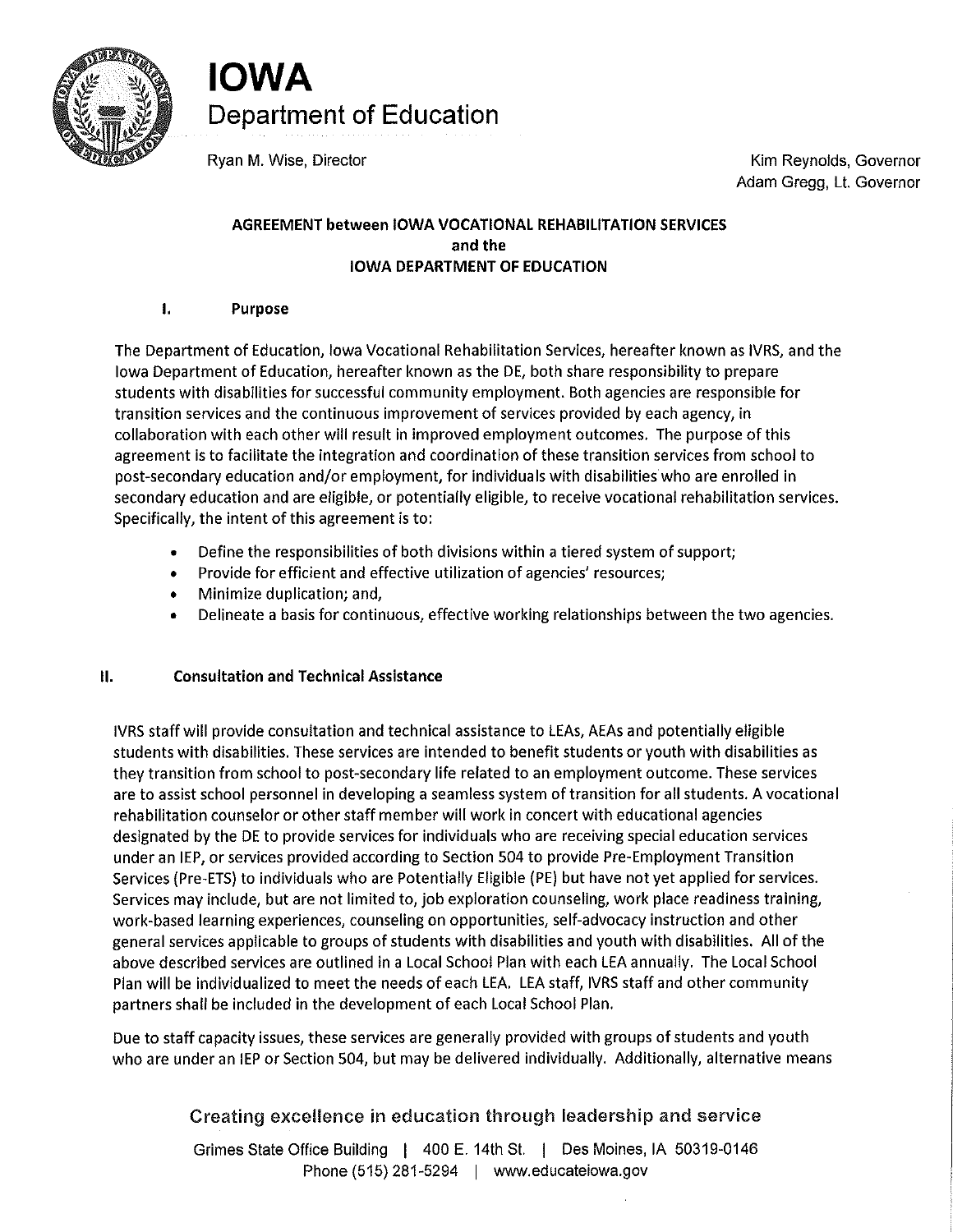# IOWA
## Department of Education

Ryan M. Wise, Director

Kim Reynolds, Governor
Adam Gregg, Lt. Governor

**AGREEMENT between IOWA VOCATIONAL REHABILITATION SERVICES and the IOWA DEPARTMENT OF EDUCATION**

## I. Purpose

The Department of Education, Iowa Vocational Rehabilitation Services, hereafter known as IVRS, and the Iowa Department of Education, hereafter known as the DE, both share responsibility to prepare students with disabilities for successful community employment. Both agencies are responsible for transition services and the continuous improvement of services provided by each agency, in collaboration with each other will result in improved employment outcomes. The purpose of this agreement is to facilitate the integration and coordination of these transition services from school to post-secondary education and/or employment, for individuals with disabilities who are enrolled in secondary education and are eligible, or potentially eligible, to receive vocational rehabilitation services. Specifically, the intent of this agreement is to:

- Define the responsibilities of both divisions within a tiered system of support;
- Provide for efficient and effective utilization of agencies' resources;
- Minimize duplication; and,
- Delineate a basis for continuous, effective working relationships between the two agencies.

## II. Consultation and Technical Assistance

IVRS staff will provide consultation and technical assistance to LEAs, AEAs and potentially eligible students with disabilities. These services are intended to benefit students or youth with disabilities as they transition from school to post-secondary life related to an employment outcome. These services are to assist school personnel in developing a seamless system of transition for all students. A vocational rehabilitation counselor or other staff member will work in concert with educational agencies designated by the DE to provide services for individuals who are receiving special education services under an IEP, or services provided according to Section 504 to provide Pre-Employment Transition Services (Pre-ETS) to individuals who are Potentially Eligible (PE) but have not yet applied for services. Services may include, but are not limited to, job exploration counseling, work place readiness training, work-based learning experiences, counseling on opportunities, self-advocacy instruction and other general services applicable to groups of students with disabilities and youth with disabilities. All of the above described services are outlined in a Local School Plan with each LEA annually. The Local School Plan will be individualized to meet the needs of each LEA. LEA staff, IVRS staff and other community partners shall be included in the development of each Local School Plan.

Due to staff capacity issues, these services are generally provided with groups of students and youth who are under an IEP or Section 504, but may be delivered individually. Additionally, alternative means

Creating excellence in education through leadership and service

Grimes State Office Building | 400 E. 14th St. | Des Moines, IA 50319-0146
Phone (515) 281-5294 | www.educateiowa.gov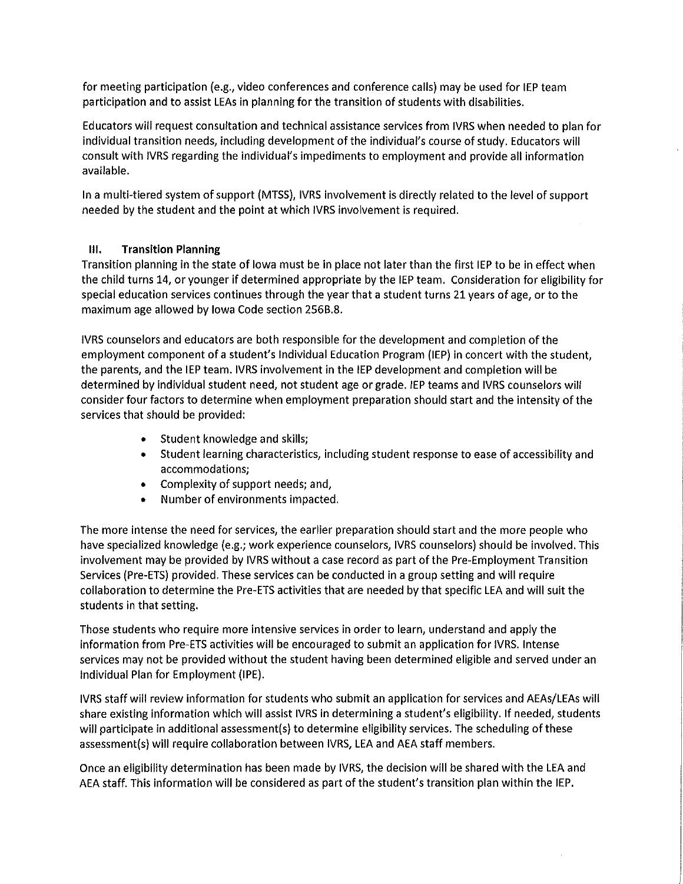for meeting participation (e.g., video conferences and conference calls) may be used for IEP team participation and to assist LEAs in planning for the transition of students with disabilities.

Educators will request consultation and technical assistance services from IVRS when needed to plan for individual transition needs, including development of the individual's course of study. Educators will consult with IVRS regarding the individual's impediments to employment and provide all information available.

In a multi-tiered system of support (MTSS), IVRS involvement is directly related to the level of support needed by the student and the point at which IVRS involvement is required.

## III. Transition Planning

Transition planning in the state of Iowa must be in place not later than the first IEP to be in effect when the child turns 14, or younger if determined appropriate by the IEP team. Consideration for eligibility for special education services continues through the year that a student turns 21 years of age, or to the maximum age allowed by Iowa Code section 256B.8.

IVRS counselors and educators are both responsible for the development and completion of the employment component of a student's Individual Education Program (IEP) in concert with the student, the parents, and the IEP team. IVRS involvement in the IEP development and completion will be determined by individual student need, not student age or grade. IEP teams and IVRS counselors will consider four factors to determine when employment preparation should start and the intensity of the services that should be provided:

- Student knowledge and skills;
- Student learning characteristics, including student response to ease of accessibility and accommodations;
- Complexity of support needs; and,
- Number of environments impacted.

The more intense the need for services, the earlier preparation should start and the more people who have specialized knowledge (e.g.; work experience counselors, IVRS counselors) should be involved. This involvement may be provided by IVRS without a case record as part of the Pre-Employment Transition Services (Pre-ETS) provided. These services can be conducted in a group setting and will require collaboration to determine the Pre-ETS activities that are needed by that specific LEA and will suit the students in that setting.

Those students who require more intensive services in order to learn, understand and apply the information from Pre-ETS activities will be encouraged to submit an application for IVRS. Intense services may not be provided without the student having been determined eligible and served under an Individual Plan for Employment (IPE).

IVRS staff will review information for students who submit an application for services and AEAs/LEAs will share existing information which will assist IVRS in determining a student's eligibility. If needed, students will participate in additional assessment(s) to determine eligibility services. The scheduling of these assessment(s) will require collaboration between IVRS, LEA and AEA staff members.

Once an eligibility determination has been made by IVRS, the decision will be shared with the LEA and AEA staff. This information will be considered as part of the student's transition plan within the IEP.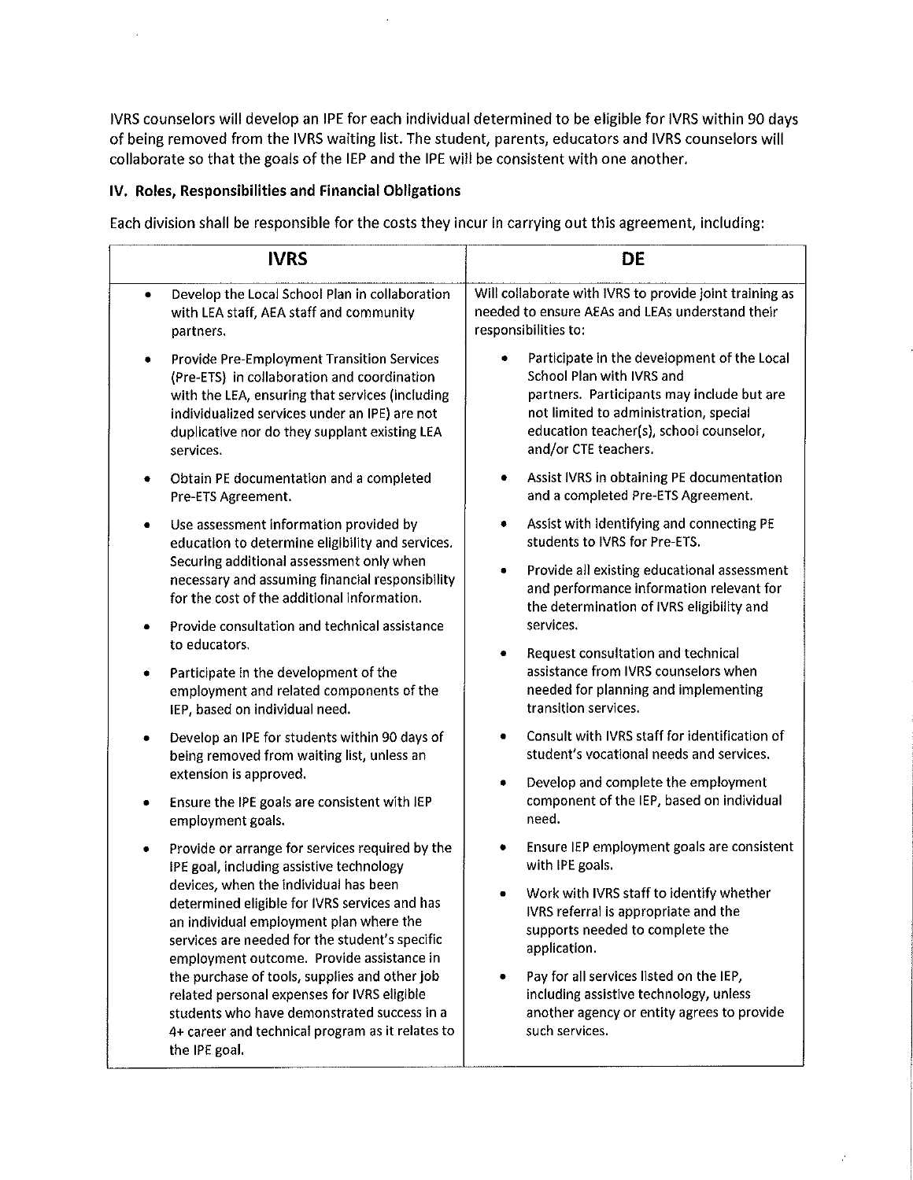IVRS counselors will develop an IPE for each individual determined to be eligible for IVRS within 90 days of being removed from the IVRS waiting list. The student, parents, educators and IVRS counselors will collaborate so that the goals of the IEP and the IPE will be consistent with one another.

### IV. Roles, Responsibilities and Financial Obligations

Each division shall be responsible for the costs they incur in carrying out this agreement, including:

| IVRS | DE |
|---|---|
| • Develop the Local School Plan in collaboration with LEA staff, AEA staff and community partners.<br><br>• Provide Pre-Employment Transition Services (Pre-ETS) in collaboration and coordination with the LEA, ensuring that services (including individualized services under an IPE) are not duplicative nor do they supplant existing LEA services.<br><br>• Obtain PE documentation and a completed Pre-ETS Agreement.<br><br>• Use assessment information provided by education to determine eligibility and services. Securing additional assessment only when necessary and assuming financial responsibility for the cost of the additional information.<br><br>• Provide consultation and technical assistance to educators.<br><br>• Participate in the development of the employment and related components of the IEP, based on individual need.<br><br>• Develop an IPE for students within 90 days of being removed from waiting list, unless an extension is approved.<br><br>• Ensure the IPE goals are consistent with IEP employment goals.<br><br>• Provide or arrange for services required by the IPE goal, including assistive technology devices, when the individual has been determined eligible for IVRS services and has an individual employment plan where the services are needed for the student's specific employment outcome. Provide assistance in the purchase of tools, supplies and other job related personal expenses for IVRS eligible students who have demonstrated success in a 4+ career and technical program as it relates to the IPE goal. | Will collaborate with IVRS to provide joint training as needed to ensure AEAs and LEAs understand their responsibilities to:<br><br>• Participate in the development of the Local School Plan with IVRS and partners. Participants may include but are not limited to administration, special education teacher(s), school counselor, and/or CTE teachers.<br><br>• Assist IVRS in obtaining PE documentation and a completed Pre-ETS Agreement.<br><br>• Assist with identifying and connecting PE students to IVRS for Pre-ETS.<br><br>• Provide all existing educational assessment and performance information relevant for the determination of IVRS eligibility and services.<br><br>• Request consultation and technical assistance from IVRS counselors when needed for planning and implementing transition services.<br><br>• Consult with IVRS staff for identification of student's vocational needs and services.<br><br>• Develop and complete the employment component of the IEP, based on individual need.<br><br>• Ensure IEP employment goals are consistent with IPE goals.<br><br>• Work with IVRS staff to identify whether IVRS referral is appropriate and the supports needed to complete the application.<br><br>• Pay for all services listed on the IEP, including assistive technology, unless another agency or entity agrees to provide such services. |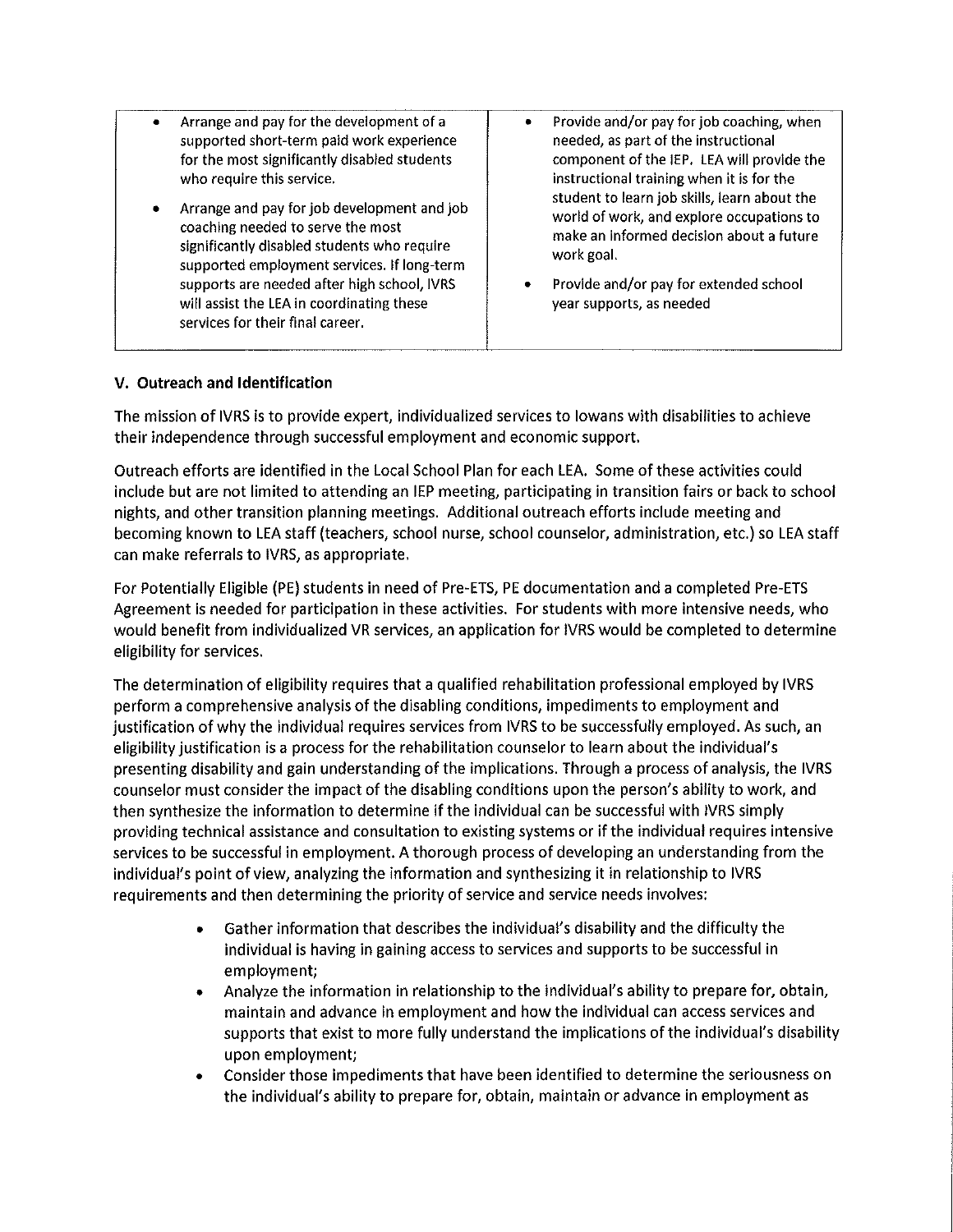| | |
|---|---|
| • Arrange and pay for the development of a supported short-term paid work experience for the most significantly disabled students who require this service.<br><br>• Arrange and pay for job development and job coaching needed to serve the most significantly disabled students who require supported employment services. If long-term supports are needed after high school, IVRS will assist the LEA in coordinating these services for their final career. | • Provide and/or pay for job coaching, when needed, as part of the instructional component of the IEP. LEA will provide the instructional training when it is for the student to learn job skills, learn about the world of work, and explore occupations to make an informed decision about a future work goal.<br><br>• Provide and/or pay for extended school year supports, as needed |

## V. Outreach and Identification

The mission of IVRS is to provide expert, individualized services to Iowans with disabilities to achieve their independence through successful employment and economic support.

Outreach efforts are identified in the Local School Plan for each LEA. Some of these activities could include but are not limited to attending an IEP meeting, participating in transition fairs or back to school nights, and other transition planning meetings. Additional outreach efforts include meeting and becoming known to LEA staff (teachers, school nurse, school counselor, administration, etc.) so LEA staff can make referrals to IVRS, as appropriate.

For Potentially Eligible (PE) students in need of Pre-ETS, PE documentation and a completed Pre-ETS Agreement is needed for participation in these activities. For students with more intensive needs, who would benefit from individualized VR services, an application for IVRS would be completed to determine eligibility for services.

The determination of eligibility requires that a qualified rehabilitation professional employed by IVRS perform a comprehensive analysis of the disabling conditions, impediments to employment and justification of why the individual requires services from IVRS to be successfully employed. As such, an eligibility justification is a process for the rehabilitation counselor to learn about the individual's presenting disability and gain understanding of the implications. Through a process of analysis, the IVRS counselor must consider the impact of the disabling conditions upon the person's ability to work, and then synthesize the information to determine if the individual can be successful with IVRS simply providing technical assistance and consultation to existing systems or if the individual requires intensive services to be successful in employment. A thorough process of developing an understanding from the individual's point of view, analyzing the information and synthesizing it in relationship to IVRS requirements and then determining the priority of service and service needs involves:

- Gather information that describes the individual's disability and the difficulty the individual is having in gaining access to services and supports to be successful in employment;
- Analyze the information in relationship to the individual's ability to prepare for, obtain, maintain and advance in employment and how the individual can access services and supports that exist to more fully understand the implications of the individual's disability upon employment;
- Consider those impediments that have been identified to determine the seriousness on the individual's ability to prepare for, obtain, maintain or advance in employment as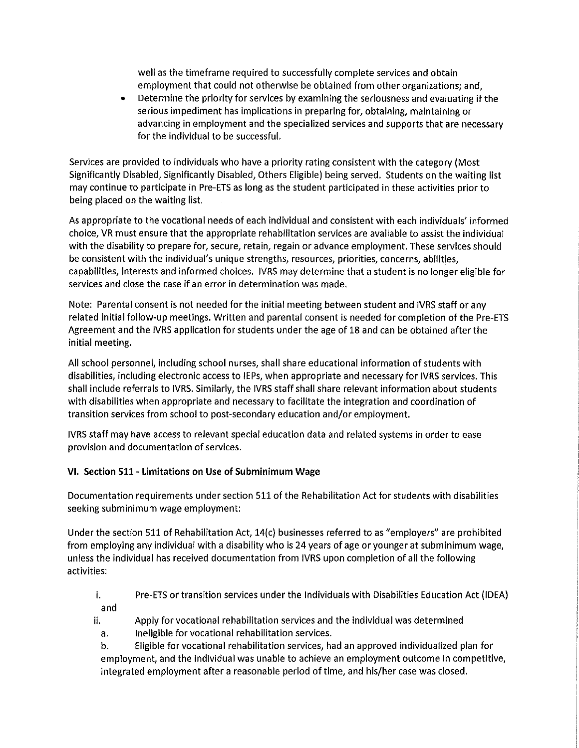well as the timeframe required to successfully complete services and obtain employment that could not otherwise be obtained from other organizations; and,

- Determine the priority for services by examining the seriousness and evaluating if the serious impediment has implications in preparing for, obtaining, maintaining or advancing in employment and the specialized services and supports that are necessary for the individual to be successful.

Services are provided to individuals who have a priority rating consistent with the category (Most Significantly Disabled, Significantly Disabled, Others Eligible) being served. Students on the waiting list may continue to participate in Pre-ETS as long as the student participated in these activities prior to being placed on the waiting list.

As appropriate to the vocational needs of each individual and consistent with each individuals' informed choice, VR must ensure that the appropriate rehabilitation services are available to assist the individual with the disability to prepare for, secure, retain, regain or advance employment. These services should be consistent with the individual's unique strengths, resources, priorities, concerns, abilities, capabilities, interests and informed choices. IVRS may determine that a student is no longer eligible for services and close the case if an error in determination was made.

Note: Parental consent is not needed for the initial meeting between student and IVRS staff or any related initial follow-up meetings. Written and parental consent is needed for completion of the Pre-ETS Agreement and the IVRS application for students under the age of 18 and can be obtained after the initial meeting.

All school personnel, including school nurses, shall share educational information of students with disabilities, including electronic access to IEPs, when appropriate and necessary for IVRS services. This shall include referrals to IVRS. Similarly, the IVRS staff shall share relevant information about students with disabilities when appropriate and necessary to facilitate the integration and coordination of transition services from school to post-secondary education and/or employment.

IVRS staff may have access to relevant special education data and related systems in order to ease provision and documentation of services.

## VI. Section 511 - Limitations on Use of Subminimum Wage

Documentation requirements under section 511 of the Rehabilitation Act for students with disabilities seeking subminimum wage employment:

Under the section 511 of Rehabilitation Act, 14(c) businesses referred to as "employers" are prohibited from employing any individual with a disability who is 24 years of age or younger at subminimum wage, unless the individual has received documentation from IVRS upon completion of all the following activities:

i. Pre-ETS or transition services under the Individuals with Disabilities Education Act (IDEA) and

ii. Apply for vocational rehabilitation services and the individual was determined

   a. Ineligible for vocational rehabilitation services.

   b. Eligible for vocational rehabilitation services, had an approved individualized plan for employment, and the individual was unable to achieve an employment outcome in competitive, integrated employment after a reasonable period of time, and his/her case was closed.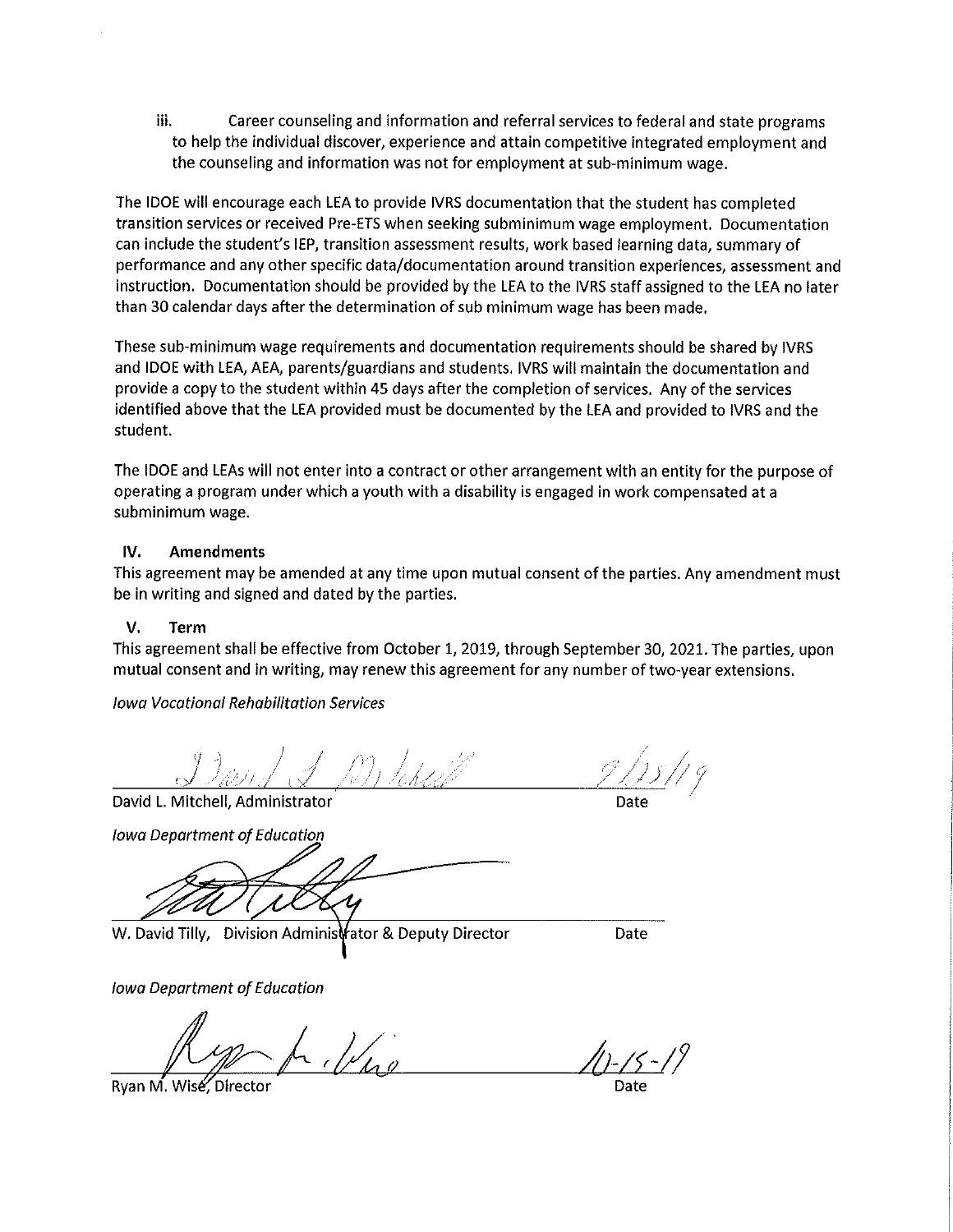iii. Career counseling and information and referral services to federal and state programs to help the individual discover, experience and attain competitive integrated employment and the counseling and information was not for employment at sub-minimum wage.

The IDOE will encourage each LEA to provide IVRS documentation that the student has completed transition services or received Pre-ETS when seeking subminimum wage employment. Documentation can include the student's IEP, transition assessment results, work based learning data, summary of performance and any other specific data/documentation around transition experiences, assessment and instruction. Documentation should be provided by the LEA to the IVRS staff assigned to the LEA no later than 30 calendar days after the determination of sub minimum wage has been made.

These sub-minimum wage requirements and documentation requirements should be shared by IVRS and IDOE with LEA, AEA, parents/guardians and students. IVRS will maintain the documentation and provide a copy to the student within 45 days after the completion of services. Any of the services identified above that the LEA provided must be documented by the LEA and provided to IVRS and the student.

The IDOE and LEAs will not enter into a contract or other arrangement with an entity for the purpose of operating a program under which a youth with a disability is engaged in work compensated at a subminimum wage.

## IV. Amendments

This agreement may be amended at any time upon mutual consent of the parties. Any amendment must be in writing and signed and dated by the parties.

## V. Term

This agreement shall be effective from October 1, 2019, through September 30, 2021. The parties, upon mutual consent and in writing, may renew this agreement for any number of two-year extensions.

*Iowa Vocational Rehabilitation Services*

David L. Mitchell, Administrator — Date: 9/25/19

*Iowa Department of Education*

W. David Tilly, Division Administrator & Deputy Director — Date

*Iowa Department of Education*

Ryan M. Wise, Director — Date: 10-15-19